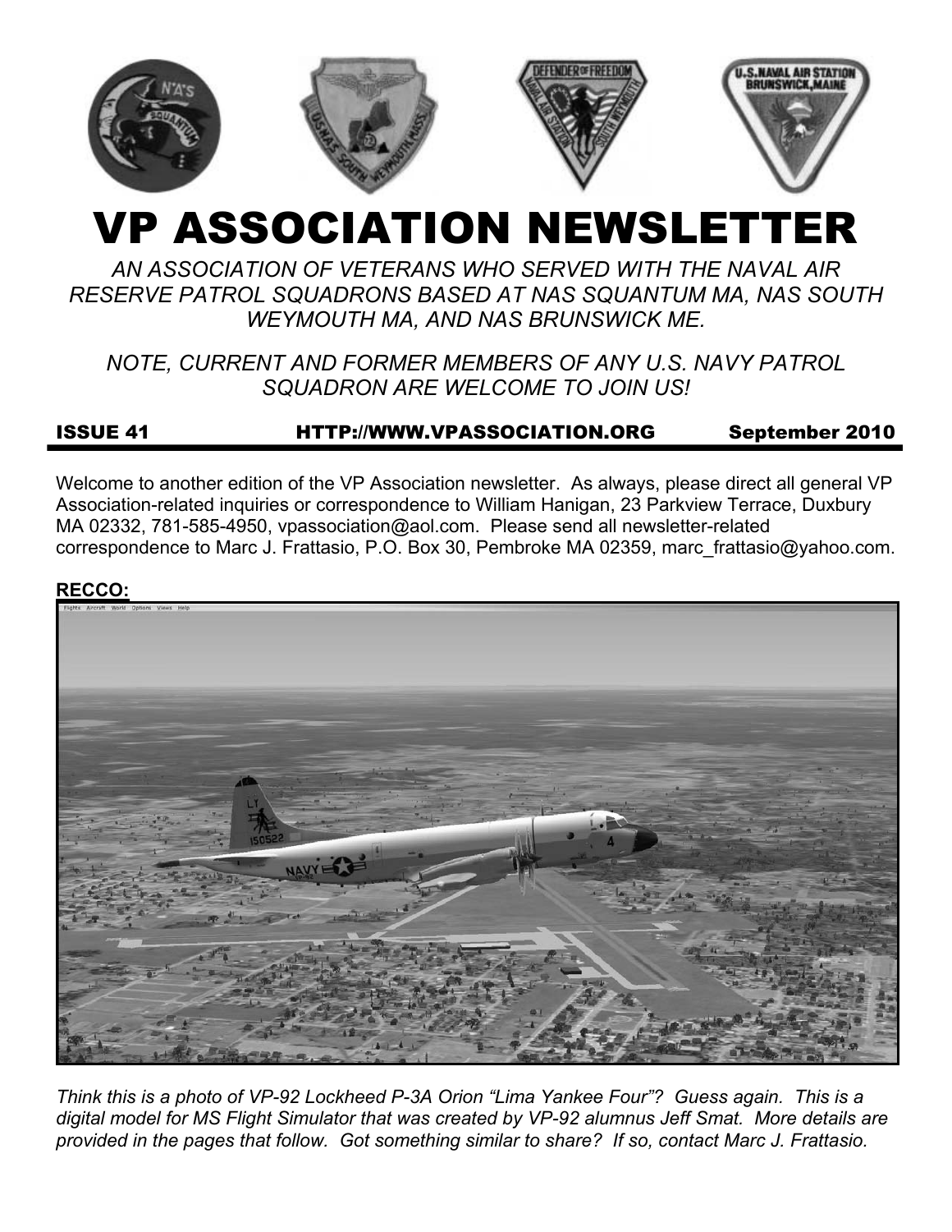# VP ASSOCIATION NEWSLETTER

*AN ASSOCIATION OF VETERANS WHO SERVED WITH THE NAVAL AIR RESERVE PATROL SQUADRONS BASED AT NAS SQUANTUM MA, NAS SOUTH WEYMOUTH MA, AND NAS BRUNSWICK ME.*

*NOTE, CURRENT AND FORMER MEMBERS OF ANY U.S. NAVY PATROL SQUADRON ARE WELCOME TO JOIN US!*

**ISSUE 41** **HTTP://WWW.VPASSOCIATION.ORG** **September 2010**

Welcome to another edition of the VP Association newsletter. As always, please direct all general VP Association-related inquiries or correspondence to William Hanigan, 23 Parkview Terrace, Duxbury MA 02332, 781-585-4950, vpassociation@aol.com. Please send all newsletter-related correspondence to Marc J. Frattasio, P.O. Box 30, Pembroke MA 02359, marc_frattasio@yahoo.com.

**RECCO:**

*Think this is a photo of VP-92 Lockheed P-3A Orion "Lima Yankee Four"? Guess again. This is a digital model for MS Flight Simulator that was created by VP-92 alumnus Jeff Smat. More details are provided in the pages that follow. Got something similar to share? If so, contact Marc J. Frattasio.*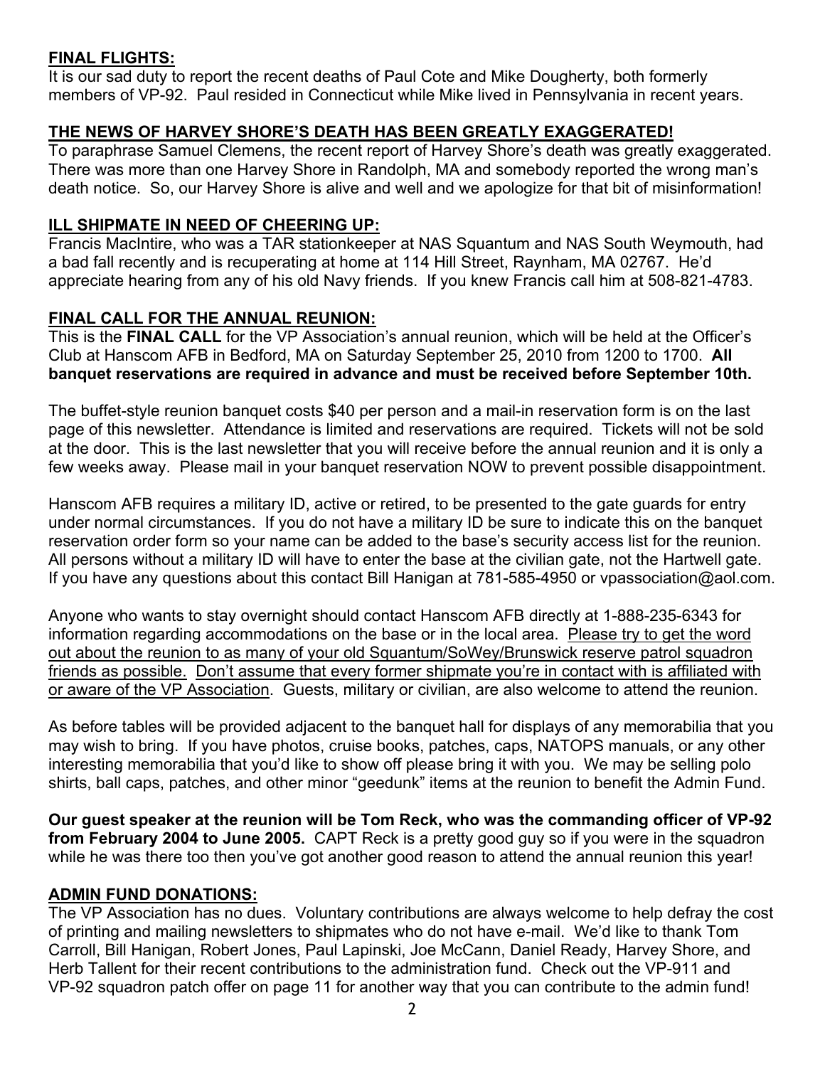## FINAL FLIGHTS:

It is our sad duty to report the recent deaths of Paul Cote and Mike Dougherty, both formerly members of VP-92. Paul resided in Connecticut while Mike lived in Pennsylvania in recent years.

## THE NEWS OF HARVEY SHORE'S DEATH HAS BEEN GREATLY EXAGGERATED!

To paraphrase Samuel Clemens, the recent report of Harvey Shore's death was greatly exaggerated. There was more than one Harvey Shore in Randolph, MA and somebody reported the wrong man's death notice. So, our Harvey Shore is alive and well and we apologize for that bit of misinformation!

## ILL SHIPMATE IN NEED OF CHEERING UP:

Francis MacIntire, who was a TAR stationkeeper at NAS Squantum and NAS South Weymouth, had a bad fall recently and is recuperating at home at 114 Hill Street, Raynham, MA 02767. He'd appreciate hearing from any of his old Navy friends. If you knew Francis call him at 508-821-4783.

## FINAL CALL FOR THE ANNUAL REUNION:

This is the **FINAL CALL** for the VP Association's annual reunion, which will be held at the Officer's Club at Hanscom AFB in Bedford, MA on Saturday September 25, 2010 from 1200 to 1700. **All banquet reservations are required in advance and must be received before September 10th.**

The buffet-style reunion banquet costs $40 per person and a mail-in reservation form is on the last page of this newsletter. Attendance is limited and reservations are required. Tickets will not be sold at the door. This is the last newsletter that you will receive before the annual reunion and it is only a few weeks away. Please mail in your banquet reservation NOW to prevent possible disappointment.

Hanscom AFB requires a military ID, active or retired, to be presented to the gate guards for entry under normal circumstances. If you do not have a military ID be sure to indicate this on the banquet reservation order form so your name can be added to the base's security access list for the reunion. All persons without a military ID will have to enter the base at the civilian gate, not the Hartwell gate. If you have any questions about this contact Bill Hanigan at 781-585-4950 or vpassociation@aol.com.

Anyone who wants to stay overnight should contact Hanscom AFB directly at 1-888-235-6343 for information regarding accommodations on the base or in the local area. Please try to get the word out about the reunion to as many of your old Squantum/SoWey/Brunswick reserve patrol squadron friends as possible. Don't assume that every former shipmate you're in contact with is affiliated with or aware of the VP Association. Guests, military or civilian, are also welcome to attend the reunion.

As before tables will be provided adjacent to the banquet hall for displays of any memorabilia that you may wish to bring. If you have photos, cruise books, patches, caps, NATOPS manuals, or any other interesting memorabilia that you'd like to show off please bring it with you. We may be selling polo shirts, ball caps, patches, and other minor "geedunk" items at the reunion to benefit the Admin Fund.

**Our guest speaker at the reunion will be Tom Reck, who was the commanding officer of VP-92 from February 2004 to June 2005.** CAPT Reck is a pretty good guy so if you were in the squadron while he was there too then you've got another good reason to attend the annual reunion this year!

## ADMIN FUND DONATIONS:

The VP Association has no dues. Voluntary contributions are always welcome to help defray the cost of printing and mailing newsletters to shipmates who do not have e-mail. We'd like to thank Tom Carroll, Bill Hanigan, Robert Jones, Paul Lapinski, Joe McCann, Daniel Ready, Harvey Shore, and Herb Tallent for their recent contributions to the administration fund. Check out the VP-911 and VP-92 squadron patch offer on page 11 for another way that you can contribute to the admin fund!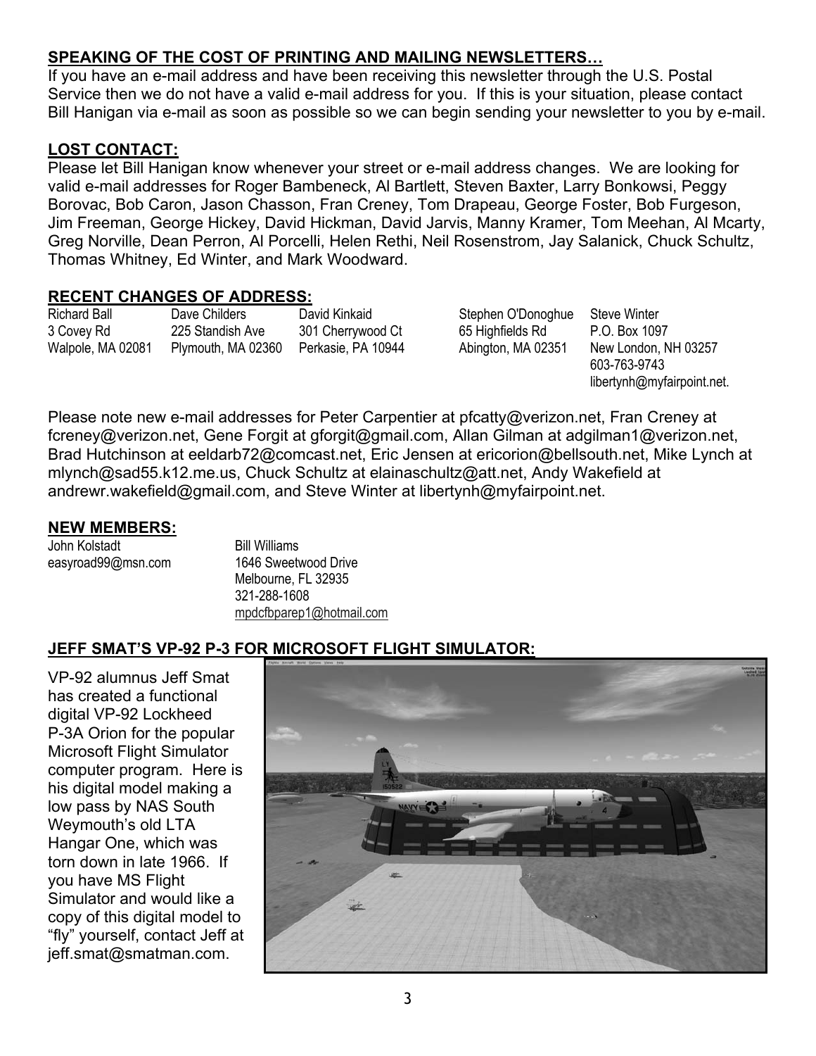## SPEAKING OF THE COST OF PRINTING AND MAILING NEWSLETTERS…

If you have an e-mail address and have been receiving this newsletter through the U.S. Postal Service then we do not have a valid e-mail address for you. If this is your situation, please contact Bill Hanigan via e-mail as soon as possible so we can begin sending your newsletter to you by e-mail.

## LOST CONTACT:

Please let Bill Hanigan know whenever your street or e-mail address changes. We are looking for valid e-mail addresses for Roger Bambeneck, Al Bartlett, Steven Baxter, Larry Bonkowsi, Peggy Borovac, Bob Caron, Jason Chasson, Fran Creney, Tom Drapeau, George Foster, Bob Furgeson, Jim Freeman, George Hickey, David Hickman, David Jarvis, Manny Kramer, Tom Meehan, Al Mcarty, Greg Norville, Dean Perron, Al Porcelli, Helen Rethi, Neil Rosenstrom, Jay Salanick, Chuck Schultz, Thomas Whitney, Ed Winter, and Mark Woodward.

## RECENT CHANGES OF ADDRESS:

| Richard Ball | Dave Childers | David Kinkaid | Stephen O'Donoghue | Steve Winter |
|---|---|---|---|---|
| 3 Covey Rd | 225 Standish Ave | 301 Cherrywood Ct | 65 Highfields Rd | P.O. Box 1097 |
| Walpole, MA 02081 | Plymouth, MA 02360 | Perkasie, PA 10944 | Abington, MA 02351 | New London, NH 03257 |
| | | | | 603-763-9743 |
| | | | | libertynh@myfairpoint.net. |

Please note new e-mail addresses for Peter Carpentier at pfcatty@verizon.net, Fran Creney at fcreney@verizon.net, Gene Forgit at gforgit@gmail.com, Allan Gilman at adgilman1@verizon.net, Brad Hutchinson at eeldarb72@comcast.net, Eric Jensen at ericorion@bellsouth.net, Mike Lynch at mlynch@sad55.k12.me.us, Chuck Schultz at elainaschultz@att.net, Andy Wakefield at andrewr.wakefield@gmail.com, and Steve Winter at libertynh@myfairpoint.net.

## NEW MEMBERS:

| John Kolstadt | Bill Williams |
|---|---|
| easyroad99@msn.com | 1646 Sweetwood Drive |
| | Melbourne, FL 32935 |
| | 321-288-1608 |
| | mpdcfbparep1@hotmail.com |

## JEFF SMAT'S VP-92 P-3 FOR MICROSOFT FLIGHT SIMULATOR:

VP-92 alumnus Jeff Smat has created a functional digital VP-92 Lockheed P-3A Orion for the popular Microsoft Flight Simulator computer program. Here is his digital model making a low pass by NAS South Weymouth's old LTA Hangar One, which was torn down in late 1966. If you have MS Flight Simulator and would like a copy of this digital model to "fly" yourself, contact Jeff at jeff.smat@smatman.com.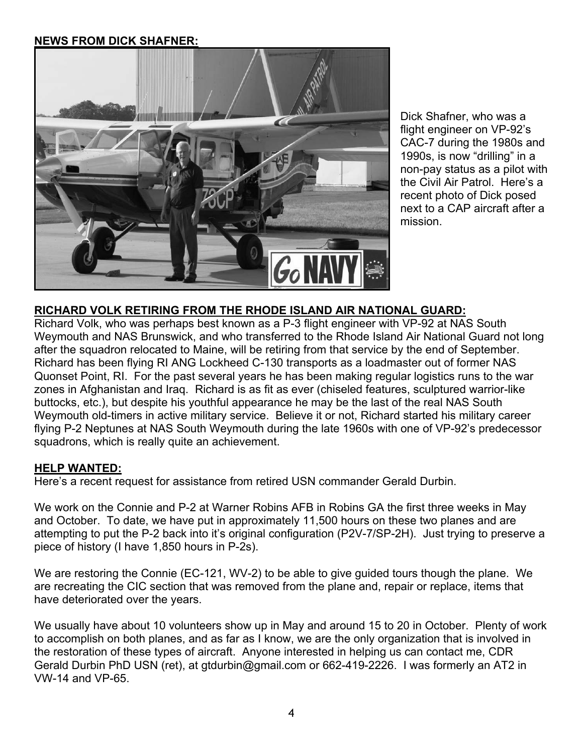**NEWS FROM DICK SHAFNER:**

Dick Shafner, who was a flight engineer on VP-92's CAC-7 during the 1980s and 1990s, is now "drilling" in a non-pay status as a pilot with the Civil Air Patrol. Here's a recent photo of Dick posed next to a CAP aircraft after a mission.

**RICHARD VOLK RETIRING FROM THE RHODE ISLAND AIR NATIONAL GUARD:**

Richard Volk, who was perhaps best known as a P-3 flight engineer with VP-92 at NAS South Weymouth and NAS Brunswick, and who transferred to the Rhode Island Air National Guard not long after the squadron relocated to Maine, will be retiring from that service by the end of September. Richard has been flying RI ANG Lockheed C-130 transports as a loadmaster out of former NAS Quonset Point, RI. For the past several years he has been making regular logistics runs to the war zones in Afghanistan and Iraq. Richard is as fit as ever (chiseled features, sculptured warrior-like buttocks, etc.), but despite his youthful appearance he may be the last of the real NAS South Weymouth old-timers in active military service. Believe it or not, Richard started his military career flying P-2 Neptunes at NAS South Weymouth during the late 1960s with one of VP-92's predecessor squadrons, which is really quite an achievement.

**HELP WANTED:**

Here's a recent request for assistance from retired USN commander Gerald Durbin.

We work on the Connie and P-2 at Warner Robins AFB in Robins GA the first three weeks in May and October. To date, we have put in approximately 11,500 hours on these two planes and are attempting to put the P-2 back into it's original configuration (P2V-7/SP-2H). Just trying to preserve a piece of history (I have 1,850 hours in P-2s).

We are restoring the Connie (EC-121, WV-2) to be able to give guided tours though the plane. We are recreating the CIC section that was removed from the plane and, repair or replace, items that have deteriorated over the years.

We usually have about 10 volunteers show up in May and around 15 to 20 in October. Plenty of work to accomplish on both planes, and as far as I know, we are the only organization that is involved in the restoration of these types of aircraft. Anyone interested in helping us can contact me, CDR Gerald Durbin PhD USN (ret), at gtdurbin@gmail.com or 662-419-2226. I was formerly an AT2 in VW-14 and VP-65.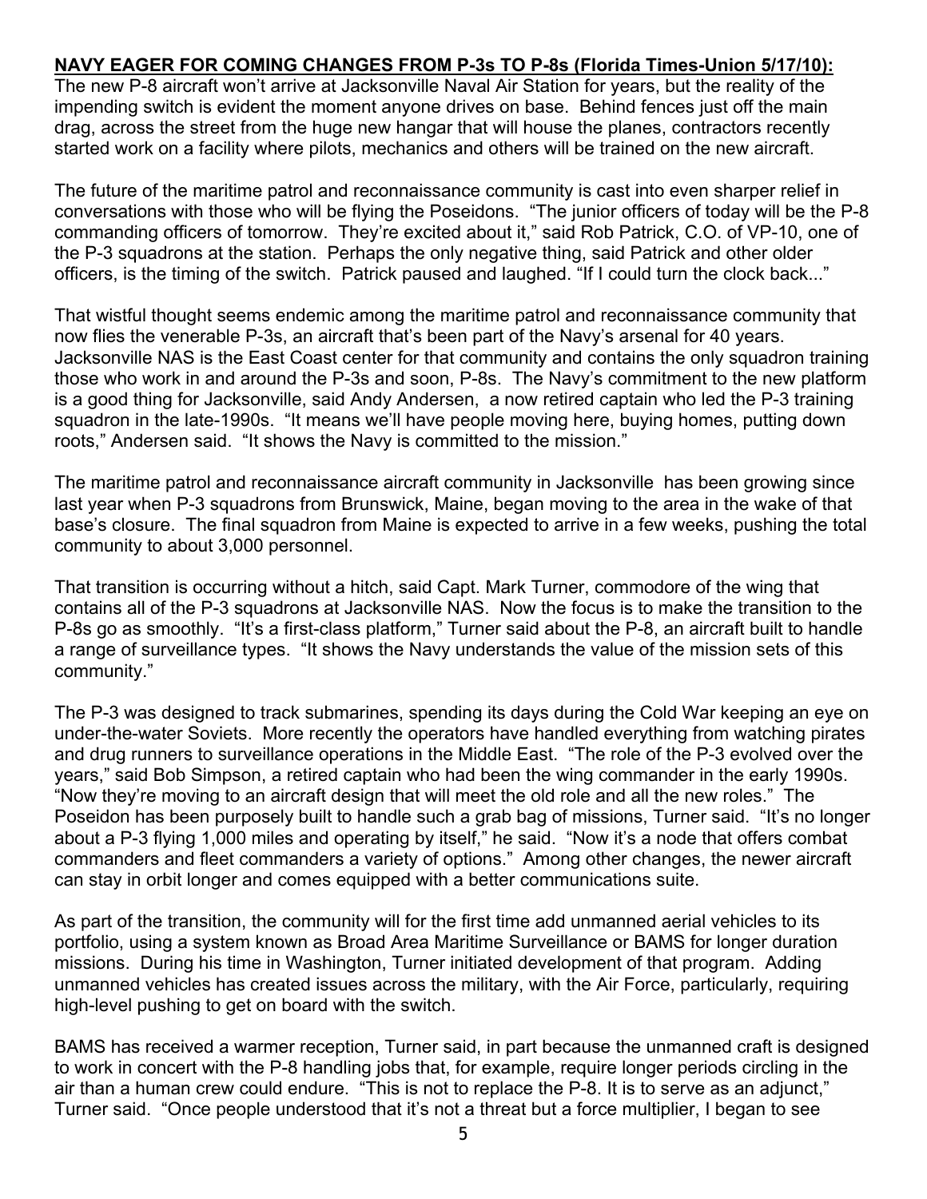**NAVY EAGER FOR COMING CHANGES FROM P-3s TO P-8s (Florida Times-Union 5/17/10):**

The new P-8 aircraft won't arrive at Jacksonville Naval Air Station for years, but the reality of the impending switch is evident the moment anyone drives on base. Behind fences just off the main drag, across the street from the huge new hangar that will house the planes, contractors recently started work on a facility where pilots, mechanics and others will be trained on the new aircraft.

The future of the maritime patrol and reconnaissance community is cast into even sharper relief in conversations with those who will be flying the Poseidons. "The junior officers of today will be the P-8 commanding officers of tomorrow. They're excited about it," said Rob Patrick, C.O. of VP-10, one of the P-3 squadrons at the station. Perhaps the only negative thing, said Patrick and other older officers, is the timing of the switch. Patrick paused and laughed. "If I could turn the clock back..."

That wistful thought seems endemic among the maritime patrol and reconnaissance community that now flies the venerable P-3s, an aircraft that's been part of the Navy's arsenal for 40 years. Jacksonville NAS is the East Coast center for that community and contains the only squadron training those who work in and around the P-3s and soon, P-8s. The Navy's commitment to the new platform is a good thing for Jacksonville, said Andy Andersen, a now retired captain who led the P-3 training squadron in the late-1990s. "It means we'll have people moving here, buying homes, putting down roots," Andersen said. "It shows the Navy is committed to the mission."

The maritime patrol and reconnaissance aircraft community in Jacksonville has been growing since last year when P-3 squadrons from Brunswick, Maine, began moving to the area in the wake of that base's closure. The final squadron from Maine is expected to arrive in a few weeks, pushing the total community to about 3,000 personnel.

That transition is occurring without a hitch, said Capt. Mark Turner, commodore of the wing that contains all of the P-3 squadrons at Jacksonville NAS. Now the focus is to make the transition to the P-8s go as smoothly. "It's a first-class platform," Turner said about the P-8, an aircraft built to handle a range of surveillance types. "It shows the Navy understands the value of the mission sets of this community."

The P-3 was designed to track submarines, spending its days during the Cold War keeping an eye on under-the-water Soviets. More recently the operators have handled everything from watching pirates and drug runners to surveillance operations in the Middle East. "The role of the P-3 evolved over the years," said Bob Simpson, a retired captain who had been the wing commander in the early 1990s. "Now they're moving to an aircraft design that will meet the old role and all the new roles." The Poseidon has been purposely built to handle such a grab bag of missions, Turner said. "It's no longer about a P-3 flying 1,000 miles and operating by itself," he said. "Now it's a node that offers combat commanders and fleet commanders a variety of options." Among other changes, the newer aircraft can stay in orbit longer and comes equipped with a better communications suite.

As part of the transition, the community will for the first time add unmanned aerial vehicles to its portfolio, using a system known as Broad Area Maritime Surveillance or BAMS for longer duration missions. During his time in Washington, Turner initiated development of that program. Adding unmanned vehicles has created issues across the military, with the Air Force, particularly, requiring high-level pushing to get on board with the switch.

BAMS has received a warmer reception, Turner said, in part because the unmanned craft is designed to work in concert with the P-8 handling jobs that, for example, require longer periods circling in the air than a human crew could endure. "This is not to replace the P-8. It is to serve as an adjunct," Turner said. "Once people understood that it's not a threat but a force multiplier, I began to see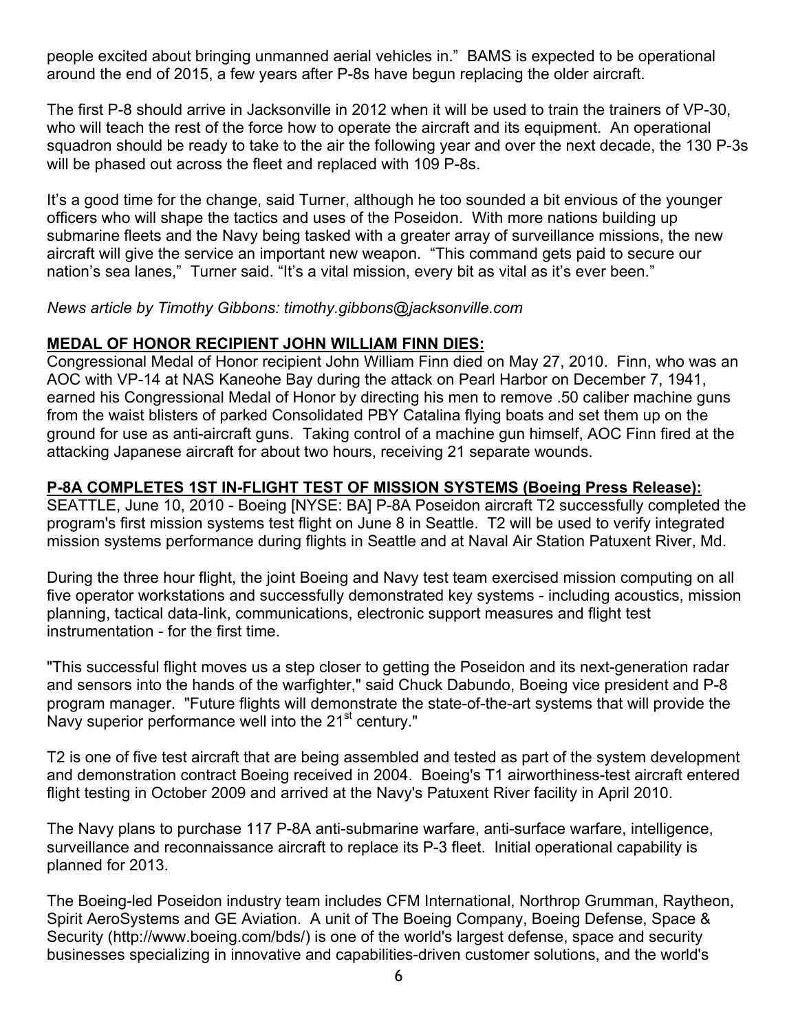people excited about bringing unmanned aerial vehicles in." BAMS is expected to be operational around the end of 2015, a few years after P-8s have begun replacing the older aircraft.

The first P-8 should arrive in Jacksonville in 2012 when it will be used to train the trainers of VP-30, who will teach the rest of the force how to operate the aircraft and its equipment. An operational squadron should be ready to take to the air the following year and over the next decade, the 130 P-3s will be phased out across the fleet and replaced with 109 P-8s.

It's a good time for the change, said Turner, although he too sounded a bit envious of the younger officers who will shape the tactics and uses of the Poseidon. With more nations building up submarine fleets and the Navy being tasked with a greater array of surveillance missions, the new aircraft will give the service an important new weapon. "This command gets paid to secure our nation's sea lanes," Turner said. "It's a vital mission, every bit as vital as it's ever been."

*News article by Timothy Gibbons: timothy.gibbons@jacksonville.com*

**MEDAL OF HONOR RECIPIENT JOHN WILLIAM FINN DIES:**

Congressional Medal of Honor recipient John William Finn died on May 27, 2010. Finn, who was an AOC with VP-14 at NAS Kaneohe Bay during the attack on Pearl Harbor on December 7, 1941, earned his Congressional Medal of Honor by directing his men to remove .50 caliber machine guns from the waist blisters of parked Consolidated PBY Catalina flying boats and set them up on the ground for use as anti-aircraft guns. Taking control of a machine gun himself, AOC Finn fired at the attacking Japanese aircraft for about two hours, receiving 21 separate wounds.

**P-8A COMPLETES 1ST IN-FLIGHT TEST OF MISSION SYSTEMS (Boeing Press Release):**

SEATTLE, June 10, 2010 - Boeing [NYSE: BA] P-8A Poseidon aircraft T2 successfully completed the program's first mission systems test flight on June 8 in Seattle. T2 will be used to verify integrated mission systems performance during flights in Seattle and at Naval Air Station Patuxent River, Md.

During the three hour flight, the joint Boeing and Navy test team exercised mission computing on all five operator workstations and successfully demonstrated key systems - including acoustics, mission planning, tactical data-link, communications, electronic support measures and flight test instrumentation - for the first time.

"This successful flight moves us a step closer to getting the Poseidon and its next-generation radar and sensors into the hands of the warfighter," said Chuck Dabundo, Boeing vice president and P-8 program manager. "Future flights will demonstrate the state-of-the-art systems that will provide the Navy superior performance well into the 21st century."

T2 is one of five test aircraft that are being assembled and tested as part of the system development and demonstration contract Boeing received in 2004. Boeing's T1 airworthiness-test aircraft entered flight testing in October 2009 and arrived at the Navy's Patuxent River facility in April 2010.

The Navy plans to purchase 117 P-8A anti-submarine warfare, anti-surface warfare, intelligence, surveillance and reconnaissance aircraft to replace its P-3 fleet. Initial operational capability is planned for 2013.

The Boeing-led Poseidon industry team includes CFM International, Northrop Grumman, Raytheon, Spirit AeroSystems and GE Aviation. A unit of The Boeing Company, Boeing Defense, Space & Security (http://www.boeing.com/bds/) is one of the world's largest defense, space and security businesses specializing in innovative and capabilities-driven customer solutions, and the world's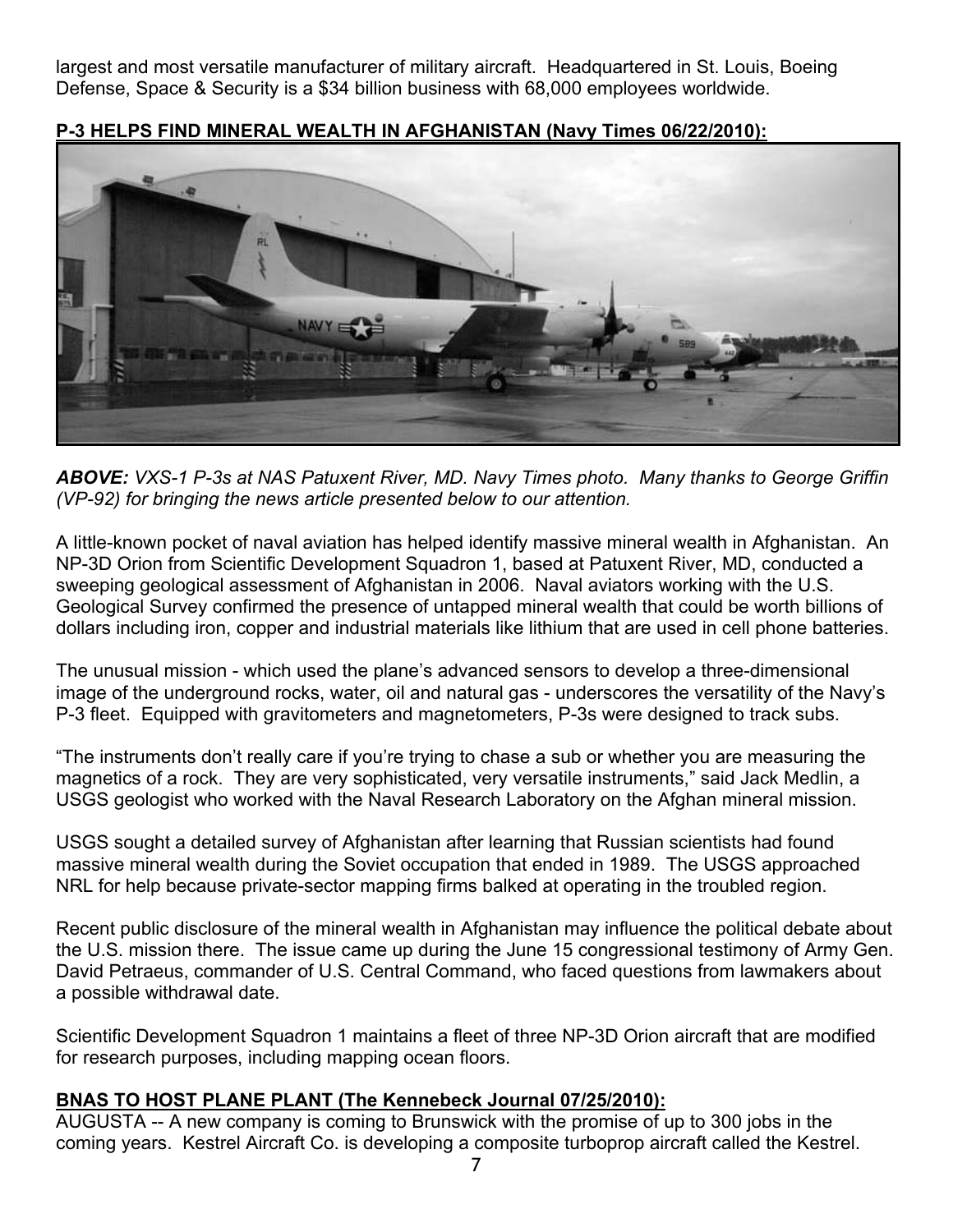largest and most versatile manufacturer of military aircraft. Headquartered in St. Louis, Boeing Defense, Space & Security is a $34 billion business with 68,000 employees worldwide.

**P-3 HELPS FIND MINERAL WEALTH IN AFGHANISTAN (Navy Times 06/22/2010):**

***ABOVE:*** *VXS-1 P-3s at NAS Patuxent River, MD. Navy Times photo. Many thanks to George Griffin (VP-92) for bringing the news article presented below to our attention.*

A little-known pocket of naval aviation has helped identify massive mineral wealth in Afghanistan. An NP-3D Orion from Scientific Development Squadron 1, based at Patuxent River, MD, conducted a sweeping geological assessment of Afghanistan in 2006. Naval aviators working with the U.S. Geological Survey confirmed the presence of untapped mineral wealth that could be worth billions of dollars including iron, copper and industrial materials like lithium that are used in cell phone batteries.

The unusual mission - which used the plane's advanced sensors to develop a three-dimensional image of the underground rocks, water, oil and natural gas - underscores the versatility of the Navy's P-3 fleet. Equipped with gravitometers and magnetometers, P-3s were designed to track subs.

"The instruments don't really care if you're trying to chase a sub or whether you are measuring the magnetics of a rock. They are very sophisticated, very versatile instruments," said Jack Medlin, a USGS geologist who worked with the Naval Research Laboratory on the Afghan mineral mission.

USGS sought a detailed survey of Afghanistan after learning that Russian scientists had found massive mineral wealth during the Soviet occupation that ended in 1989. The USGS approached NRL for help because private-sector mapping firms balked at operating in the troubled region.

Recent public disclosure of the mineral wealth in Afghanistan may influence the political debate about the U.S. mission there. The issue came up during the June 15 congressional testimony of Army Gen. David Petraeus, commander of U.S. Central Command, who faced questions from lawmakers about a possible withdrawal date.

Scientific Development Squadron 1 maintains a fleet of three NP-3D Orion aircraft that are modified for research purposes, including mapping ocean floors.

**BNAS TO HOST PLANE PLANT (The Kennebeck Journal 07/25/2010):**

AUGUSTA -- A new company is coming to Brunswick with the promise of up to 300 jobs in the coming years. Kestrel Aircraft Co. is developing a composite turboprop aircraft called the Kestrel.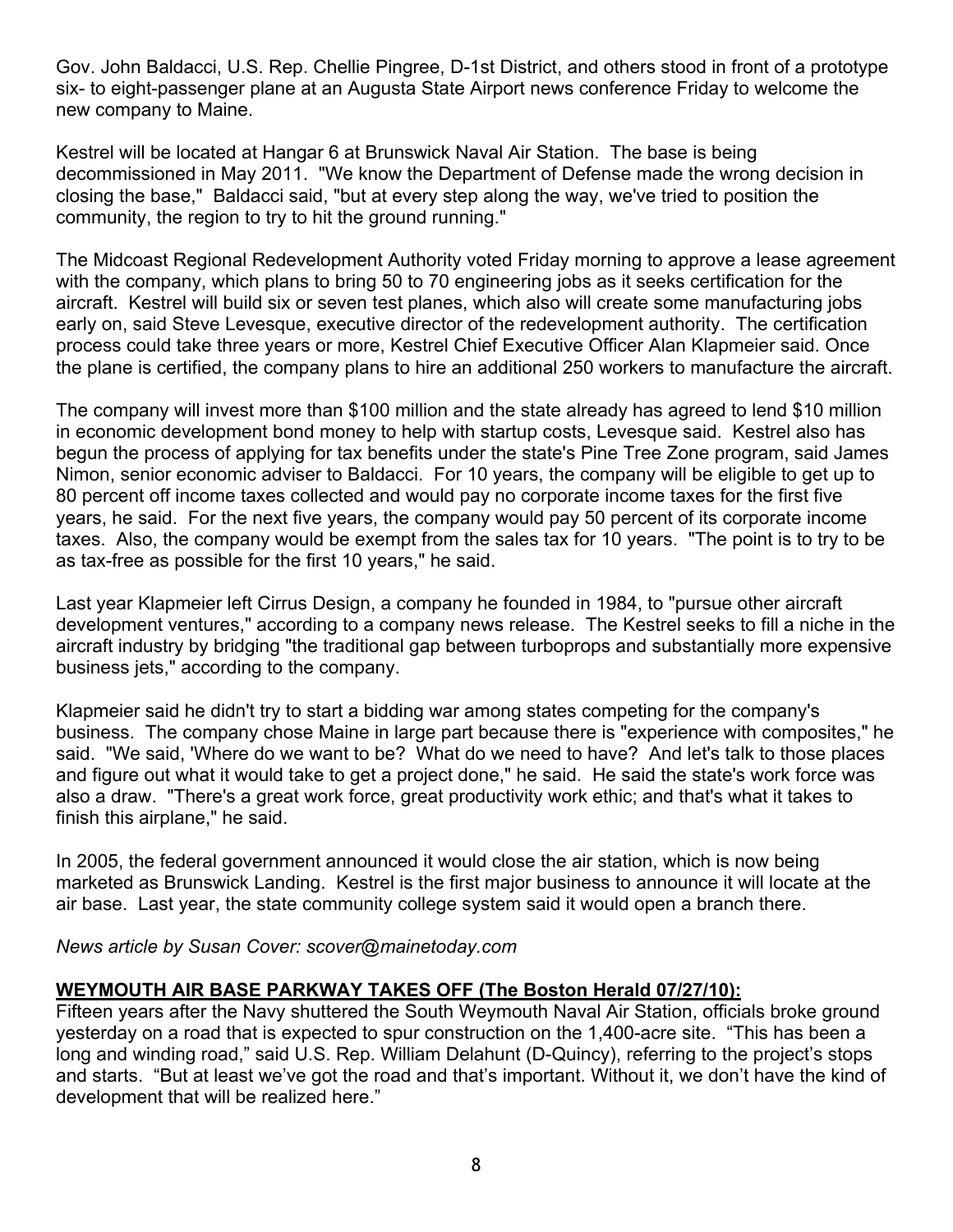Gov. John Baldacci, U.S. Rep. Chellie Pingree, D-1st District, and others stood in front of a prototype six- to eight-passenger plane at an Augusta State Airport news conference Friday to welcome the new company to Maine.

Kestrel will be located at Hangar 6 at Brunswick Naval Air Station. The base is being decommissioned in May 2011. "We know the Department of Defense made the wrong decision in closing the base," Baldacci said, "but at every step along the way, we've tried to position the community, the region to try to hit the ground running."

The Midcoast Regional Redevelopment Authority voted Friday morning to approve a lease agreement with the company, which plans to bring 50 to 70 engineering jobs as it seeks certification for the aircraft. Kestrel will build six or seven test planes, which also will create some manufacturing jobs early on, said Steve Levesque, executive director of the redevelopment authority. The certification process could take three years or more, Kestrel Chief Executive Officer Alan Klapmeier said. Once the plane is certified, the company plans to hire an additional 250 workers to manufacture the aircraft.

The company will invest more than $100 million and the state already has agreed to lend $10 million in economic development bond money to help with startup costs, Levesque said. Kestrel also has begun the process of applying for tax benefits under the state's Pine Tree Zone program, said James Nimon, senior economic adviser to Baldacci. For 10 years, the company will be eligible to get up to 80 percent off income taxes collected and would pay no corporate income taxes for the first five years, he said. For the next five years, the company would pay 50 percent of its corporate income taxes. Also, the company would be exempt from the sales tax for 10 years. "The point is to try to be as tax-free as possible for the first 10 years," he said.

Last year Klapmeier left Cirrus Design, a company he founded in 1984, to "pursue other aircraft development ventures," according to a company news release. The Kestrel seeks to fill a niche in the aircraft industry by bridging "the traditional gap between turboprops and substantially more expensive business jets," according to the company.

Klapmeier said he didn't try to start a bidding war among states competing for the company's business. The company chose Maine in large part because there is "experience with composites," he said. "We said, 'Where do we want to be? What do we need to have? And let's talk to those places and figure out what it would take to get a project done," he said. He said the state's work force was also a draw. "There's a great work force, great productivity work ethic; and that's what it takes to finish this airplane," he said.

In 2005, the federal government announced it would close the air station, which is now being marketed as Brunswick Landing. Kestrel is the first major business to announce it will locate at the air base. Last year, the state community college system said it would open a branch there.

*News article by Susan Cover: scover@mainetoday.com*

**WEYMOUTH AIR BASE PARKWAY TAKES OFF (The Boston Herald 07/27/10):**

Fifteen years after the Navy shuttered the South Weymouth Naval Air Station, officials broke ground yesterday on a road that is expected to spur construction on the 1,400-acre site. “This has been a long and winding road,” said U.S. Rep. William Delahunt (D-Quincy), referring to the project’s stops and starts. “But at least we’ve got the road and that’s important. Without it, we don’t have the kind of development that will be realized here.”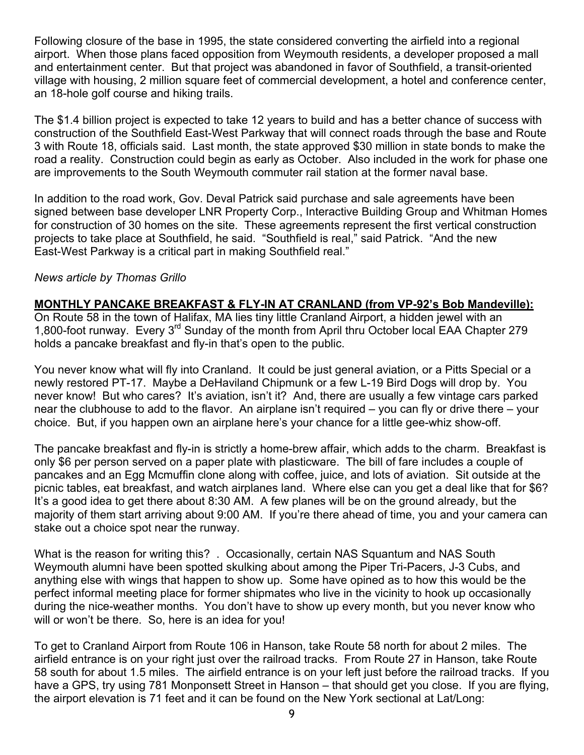Following closure of the base in 1995, the state considered converting the airfield into a regional airport. When those plans faced opposition from Weymouth residents, a developer proposed a mall and entertainment center. But that project was abandoned in favor of Southfield, a transit-oriented village with housing, 2 million square feet of commercial development, a hotel and conference center, an 18-hole golf course and hiking trails.

The $1.4 billion project is expected to take 12 years to build and has a better chance of success with construction of the Southfield East-West Parkway that will connect roads through the base and Route 3 with Route 18, officials said. Last month, the state approved $30 million in state bonds to make the road a reality. Construction could begin as early as October. Also included in the work for phase one are improvements to the South Weymouth commuter rail station at the former naval base.

In addition to the road work, Gov. Deval Patrick said purchase and sale agreements have been signed between base developer LNR Property Corp., Interactive Building Group and Whitman Homes for construction of 30 homes on the site. These agreements represent the first vertical construction projects to take place at Southfield, he said. "Southfield is real," said Patrick. "And the new East-West Parkway is a critical part in making Southfield real."

*News article by Thomas Grillo*

**MONTHLY PANCAKE BREAKFAST & FLY-IN AT CRANLAND (from VP-92's Bob Mandeville):**

On Route 58 in the town of Halifax, MA lies tiny little Cranland Airport, a hidden jewel with an 1,800-foot runway. Every 3rd Sunday of the month from April thru October local EAA Chapter 279 holds a pancake breakfast and fly-in that's open to the public.

You never know what will fly into Cranland. It could be just general aviation, or a Pitts Special or a newly restored PT-17. Maybe a DeHaviland Chipmunk or a few L-19 Bird Dogs will drop by. You never know! But who cares? It's aviation, isn't it? And, there are usually a few vintage cars parked near the clubhouse to add to the flavor. An airplane isn't required – you can fly or drive there – your choice. But, if you happen own an airplane here's your chance for a little gee-whiz show-off.

The pancake breakfast and fly-in is strictly a home-brew affair, which adds to the charm. Breakfast is only $6 per person served on a paper plate with plasticware. The bill of fare includes a couple of pancakes and an Egg Mcmuffin clone along with coffee, juice, and lots of aviation. Sit outside at the picnic tables, eat breakfast, and watch airplanes land. Where else can you get a deal like that for $6? It's a good idea to get there about 8:30 AM. A few planes will be on the ground already, but the majority of them start arriving about 9:00 AM. If you're there ahead of time, you and your camera can stake out a choice spot near the runway.

What is the reason for writing this? . Occasionally, certain NAS Squantum and NAS South Weymouth alumni have been spotted skulking about among the Piper Tri-Pacers, J-3 Cubs, and anything else with wings that happen to show up. Some have opined as to how this would be the perfect informal meeting place for former shipmates who live in the vicinity to hook up occasionally during the nice-weather months. You don't have to show up every month, but you never know who will or won't be there. So, here is an idea for you!

To get to Cranland Airport from Route 106 in Hanson, take Route 58 north for about 2 miles. The airfield entrance is on your right just over the railroad tracks. From Route 27 in Hanson, take Route 58 south for about 1.5 miles. The airfield entrance is on your left just before the railroad tracks. If you have a GPS, try using 781 Monponsett Street in Hanson – that should get you close. If you are flying, the airport elevation is 71 feet and it can be found on the New York sectional at Lat/Long: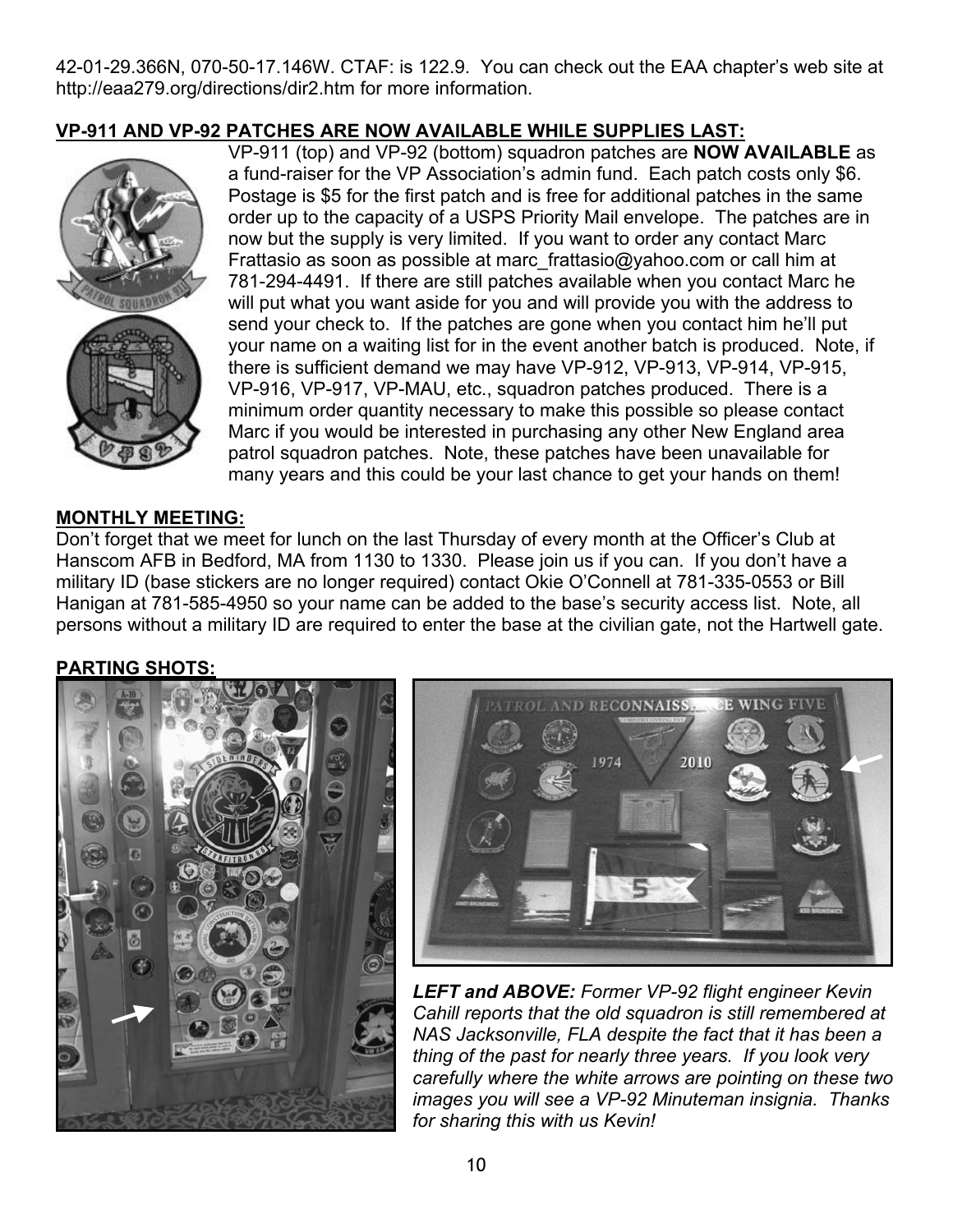42-01-29.366N, 070-50-17.146W. CTAF: is 122.9. You can check out the EAA chapter's web site at http://eaa279.org/directions/dir2.htm for more information.

## VP-911 AND VP-92 PATCHES ARE NOW AVAILABLE WHILE SUPPLIES LAST:

VP-911 (top) and VP-92 (bottom) squadron patches are **NOW AVAILABLE** as a fund-raiser for the VP Association's admin fund. Each patch costs only $6. Postage is $5 for the first patch and is free for additional patches in the same order up to the capacity of a USPS Priority Mail envelope. The patches are in now but the supply is very limited. If you want to order any contact Marc Frattasio as soon as possible at marc_frattasio@yahoo.com or call him at 781-294-4491. If there are still patches available when you contact Marc he will put what you want aside for you and will provide you with the address to send your check to. If the patches are gone when you contact him he'll put your name on a waiting list for in the event another batch is produced. Note, if there is sufficient demand we may have VP-912, VP-913, VP-914, VP-915, VP-916, VP-917, VP-MAU, etc., squadron patches produced. There is a minimum order quantity necessary to make this possible so please contact Marc if you would be interested in purchasing any other New England area patrol squadron patches. Note, these patches have been unavailable for many years and this could be your last chance to get your hands on them!

## MONTHLY MEETING:

Don't forget that we meet for lunch on the last Thursday of every month at the Officer's Club at Hanscom AFB in Bedford, MA from 1130 to 1330. Please join us if you can. If you don't have a military ID (base stickers are no longer required) contact Okie O'Connell at 781-335-0553 or Bill Hanigan at 781-585-4950 so your name can be added to the base's security access list. Note, all persons without a military ID are required to enter the base at the civilian gate, not the Hartwell gate.

## PARTING SHOTS:

***LEFT and ABOVE:*** *Former VP-92 flight engineer Kevin Cahill reports that the old squadron is still remembered at NAS Jacksonville, FLA despite the fact that it has been a thing of the past for nearly three years. If you look very carefully where the white arrows are pointing on these two images you will see a VP-92 Minuteman insignia. Thanks for sharing this with us Kevin!*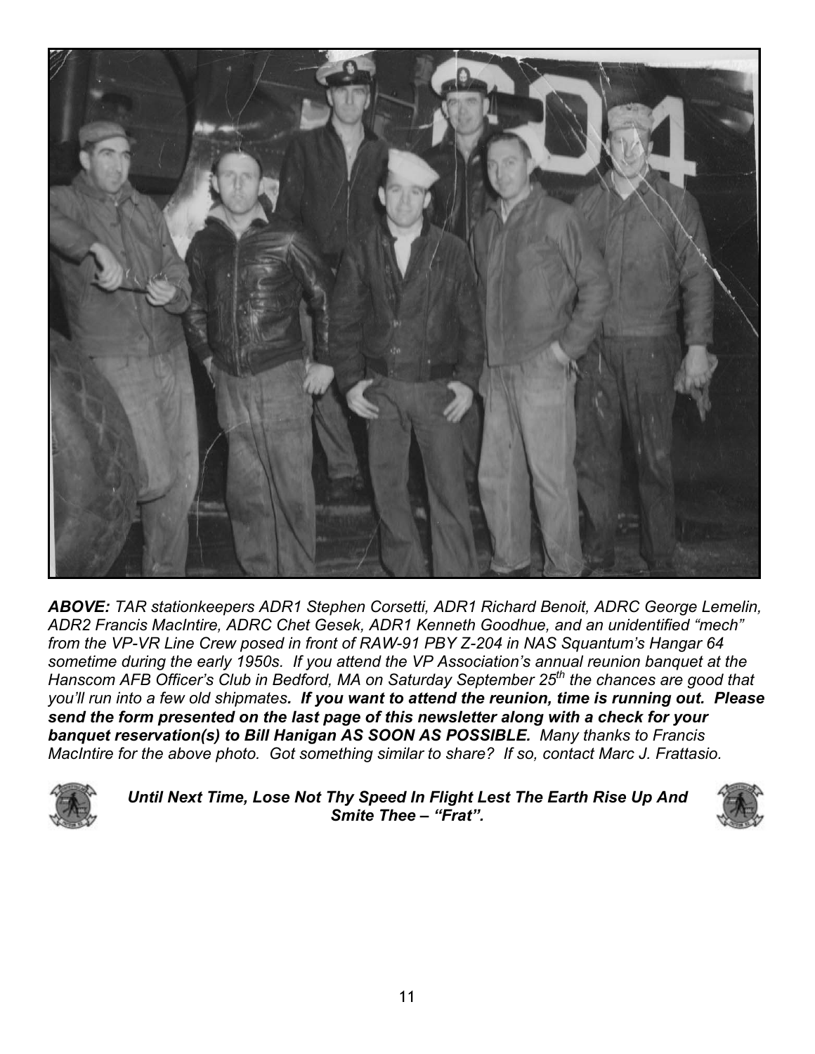***ABOVE:*** *TAR stationkeepers ADR1 Stephen Corsetti, ADR1 Richard Benoit, ADRC George Lemelin, ADR2 Francis MacIntire, ADRC Chet Gesek, ADR1 Kenneth Goodhue, and an unidentified "mech" from the VP-VR Line Crew posed in front of RAW-91 PBY Z-204 in NAS Squantum's Hangar 64 sometime during the early 1950s. If you attend the VP Association's annual reunion banquet at the Hanscom AFB Officer's Club in Bedford, MA on Saturday September 25th the chances are good that you'll run into a few old shipmates.* ***If you want to attend the reunion, time is running out. Please send the form presented on the last page of this newsletter along with a check for your banquet reservation(s) to Bill Hanigan AS SOON AS POSSIBLE.*** *Many thanks to Francis MacIntire for the above photo. Got something similar to share? If so, contact Marc J. Frattasio.*

***Until Next Time, Lose Not Thy Speed In Flight Lest The Earth Rise Up And Smite Thee – "Frat".***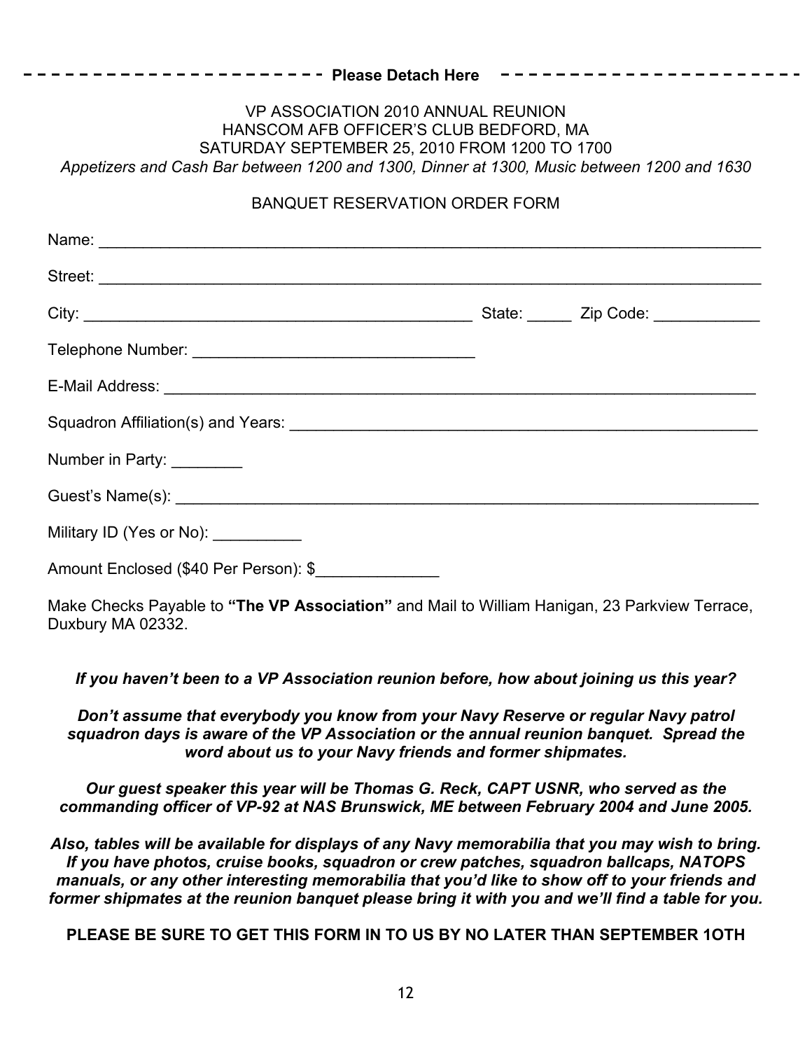- - - - - - - - - - - - - - - - - - - - - - **Please Detach Here** - - - - - - - - - - - - - - - - - - - - - -

VP ASSOCIATION 2010 ANNUAL REUNION
HANSCOM AFB OFFICER'S CLUB BEDFORD, MA
SATURDAY SEPTEMBER 25, 2010 FROM 1200 TO 1700
*Appetizers and Cash Bar between 1200 and 1300, Dinner at 1300, Music between 1200 and 1630*

BANQUET RESERVATION ORDER FORM

Name: ______________________________________________________________________________

Street: ______________________________________________________________________________

City: ____________________________________________ State: _____ Zip Code: ____________

Telephone Number: _______________________________

E-Mail Address: _________________________________________________________________

Squadron Affiliation(s) and Years: ___________________________________________________

Number in Party: ________

Guest's Name(s): _________________________________________________________________

Military ID (Yes or No): __________

Amount Enclosed ($40 Per Person): $______________

Make Checks Payable to **"The VP Association"** and Mail to William Hanigan, 23 Parkview Terrace, Duxbury MA 02332.

***If you haven't been to a VP Association reunion before, how about joining us this year?***

***Don't assume that everybody you know from your Navy Reserve or regular Navy patrol squadron days is aware of the VP Association or the annual reunion banquet. Spread the word about us to your Navy friends and former shipmates.***

***Our guest speaker this year will be Thomas G. Reck, CAPT USNR, who served as the commanding officer of VP-92 at NAS Brunswick, ME between February 2004 and June 2005.***

***Also, tables will be available for displays of any Navy memorabilia that you may wish to bring. If you have photos, cruise books, squadron or crew patches, squadron ballcaps, NATOPS manuals, or any other interesting memorabilia that you'd like to show off to your friends and former shipmates at the reunion banquet please bring it with you and we'll find a table for you.***

**PLEASE BE SURE TO GET THIS FORM IN TO US BY NO LATER THAN SEPTEMBER 1OTH**